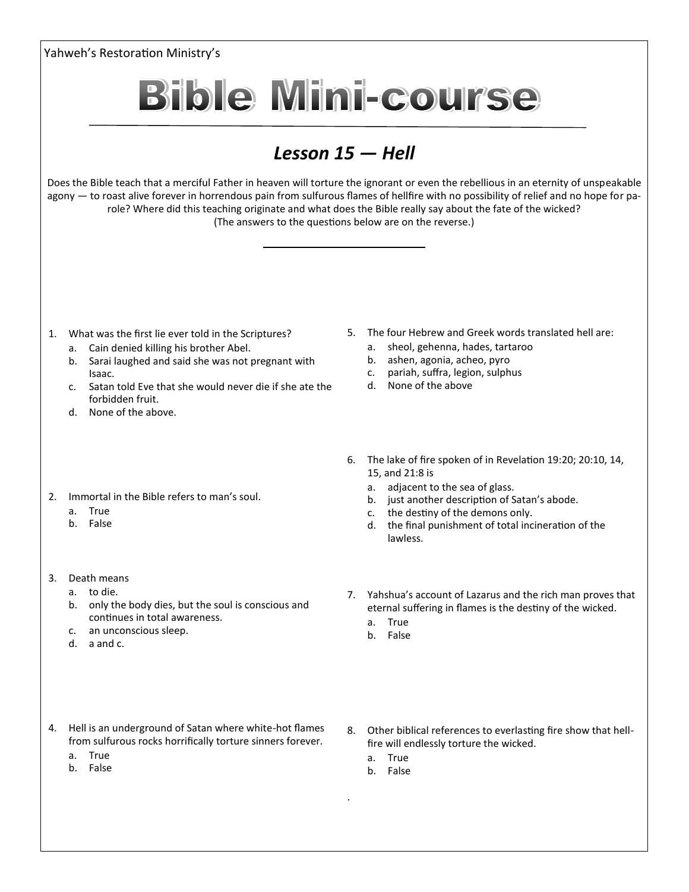Yahweh's Restoration Ministry's

# Bible Mini-course

## *Lesson 15 — Hell*

Does the Bible teach that a merciful Father in heaven will torture the ignorant or even the rebellious in an eternity of unspeakable agony — to roast alive forever in horrendous pain from sulfurous flames of hellfire with no possibility of relief and no hope for parole? Where did this teaching originate and what does the Bible really say about the fate of the wicked?
(The answers to the questions below are on the reverse.)

1. What was the first lie ever told in the Scriptures?
   a. Cain denied killing his brother Abel.
   b. Sarai laughed and said she was not pregnant with Isaac.
   c. Satan told Eve that she would never die if she ate the forbidden fruit.
   d. None of the above.

2. Immortal in the Bible refers to man's soul.
   a. True
   b. False

3. Death means
   a. to die.
   b. only the body dies, but the soul is conscious and continues in total awareness.
   c. an unconscious sleep.
   d. a and c.

4. Hell is an underground of Satan where white-hot flames from sulfurous rocks horrifically torture sinners forever.
   a. True
   b. False

5. The four Hebrew and Greek words translated hell are:
   a. sheol, gehenna, hades, tartaroo
   b. ashen, agonia, acheo, pyro
   c. pariah, suffra, legion, sulphus
   d. None of the above

6. The lake of fire spoken of in Revelation 19:20; 20:10, 14, 15, and 21:8 is
   a. adjacent to the sea of glass.
   b. just another description of Satan's abode.
   c. the destiny of the demons only.
   d. the final punishment of total incineration of the lawless.

7. Yahshua's account of Lazarus and the rich man proves that eternal suffering in flames is the destiny of the wicked.
   a. True
   b. False

8. Other biblical references to everlasting fire show that hellfire will endlessly torture the wicked.
   a. True
   b. False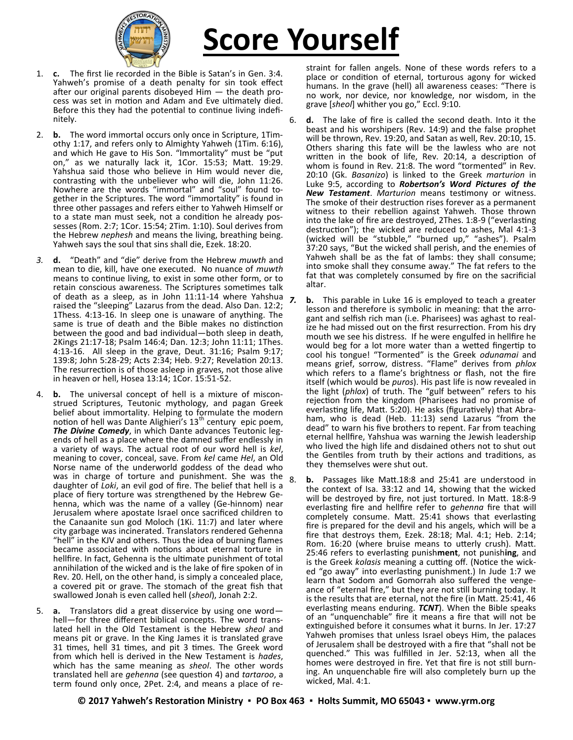# Score Yourself

1. **c.** The first lie recorded in the Bible is Satan's in Gen. 3:4. Yahweh's promise of a death penalty for sin took effect after our original parents disobeyed Him — the death process was set in motion and Adam and Eve ultimately died. Before this they had the potential to continue living indefinitely.

2. **b.** The word immortal occurs only once in Scripture, 1Timothy 1:17, and refers only to Almighty Yahweh (1Tim. 6:16), and which He gave to His Son. "Immortality" must be "put on," as we naturally lack it, 1Cor. 15:53; Matt. 19:29. Yahshua said those who believe in Him would never die, contrasting with the unbeliever who will die, John 11:26. Nowhere are the words "immortal" and "soul" found together in the Scriptures. The word "immortality" is found in three other passages and refers either to Yahweh Himself or to a state man must seek, not a condition he already possesses (Rom. 2:7; 1Cor. 15:54; 2Tim. 1:10). Soul derives from the Hebrew *nephesh* and means the living, breathing being. Yahweh says the soul that sins shall die, Ezek. 18:20.

3. **d.** "Death" and "die" derive from the Hebrew *muwth* and mean to die, kill, have one executed. No nuance of *muwth* means to continue living, to exist in some other form, or to retain conscious awareness. The Scriptures sometimes talk of death as a sleep, as in John 11:11-14 where Yahshua raised the "sleeping" Lazarus from the dead. Also Dan. 12:2; 1Thess. 4:13-16. In sleep one is unaware of anything. The same is true of death and the Bible makes no distinction between the good and bad individual—both sleep in death, 2Kings 21:17-18; Psalm 146:4; Dan. 12:3; John 11:11; 1Thes. 4:13-16. All sleep in the grave, Deut. 31:16; Psalm 9:17; 139:8; John 5:28-29; Acts 2:34; Heb. 9:27; Revelation 20:13. The resurrection is of those asleep in graves, not those alive in heaven or hell, Hosea 13:14; 1Cor. 15:51-52.

4. **b.** The universal concept of hell is a mixture of misconstrued Scriptures, Teutonic mythology, and pagan Greek belief about immortality. Helping to formulate the modern notion of hell was Dante Alighieri's 13th century epic poem, ***The Divine Comedy***, in which Dante advances Teutonic legends of hell as a place where the damned suffer endlessly in a variety of ways. The actual root of our word hell is *kel*, meaning to cover, conceal, save. From *kel* came *Hel*, an Old Norse name of the underworld goddess of the dead who was in charge of torture and punishment. She was the daughter of *Loki*, an evil god of fire. The belief that hell is a place of fiery torture was strengthened by the Hebrew Gehenna, which was the name of a valley (Ge-hinnom) near Jerusalem where apostate Israel once sacrificed children to the Canaanite sun god Moloch (1Ki. 11:7) and later where city garbage was incinerated. Translators rendered Gehenna "hell" in the KJV and others. Thus the idea of burning flames became associated with notions about eternal torture in hellfire. In fact, Gehenna is the ultimate punishment of total annihilation of the wicked and is the lake of fire spoken of in Rev. 20. Hell, on the other hand, is simply a concealed place, a covered pit or grave. The stomach of the great fish that swallowed Jonah is even called hell (*sheol*), Jonah 2:2.

5. **a.** Translators did a great disservice by using one word—hell—for three different biblical concepts. The word translated hell in the Old Testament is the Hebrew *sheol* and means pit or grave. In the King James it is translated grave 31 times, hell 31 times, and pit 3 times. The Greek word from which hell is derived in the New Testament is *hades*, which has the same meaning as *sheol*. The other words translated hell are *gehenna* (see question 4) and *tartaroo*, a term found only once, 2Pet. 2:4, and means a place of restraint for fallen angels. None of these words refers to a place or condition of eternal, torturous agony for wicked humans. In the grave (hell) all awareness ceases: "There is no work, nor device, nor knowledge, nor wisdom, in the grave [*sheol*] whither you go," Eccl. 9:10.

6. **d.** The lake of fire is called the second death. Into it the beast and his worshipers (Rev. 14:9) and the false prophet will be thrown, Rev. 19:20, and Satan as well, Rev. 20:10, 15. Others sharing this fate will be the lawless who are not written in the book of life, Rev. 20:14, a description of whom is found in Rev. 21:8. The word "tormented" in Rev. 20:10 (Gk. *Basanizo*) is linked to the Greek *marturion* in Luke 9:5, according to ***Robertson's Word Pictures of the New Testament***. *Marturion* means testimony or witness. The smoke of their destruction rises forever as a permanent witness to their rebellion against Yahweh. Those thrown into the lake of fire are destroyed, 2Thes. 1:8-9 ("everlasting destruction"); the wicked are reduced to ashes, Mal 4:1-3 (wicked will be "stubble," "burned up," "ashes"). Psalm 37:20 says, "But the wicked shall perish, and the enemies of Yahweh shall be as the fat of lambs: they shall consume; into smoke shall they consume away." The fat refers to the fat that was completely consumed by fire on the sacrificial altar.

7. **b.** This parable in Luke 16 is employed to teach a greater lesson and therefore is symbolic in meaning: that the arrogant and selfish rich man (i.e. Pharisees) was aghast to realize he had missed out on the first resurrection. From his dry mouth we see his distress. If he were engulfed in hellfire he would beg for a lot more water than a wetted fingertip to cool his tongue! "Tormented" is the Greek *odunamai* and means grief, sorrow, distress. "Flame" derives from *phlox* which refers to a flame's brightness or flash, not the fire itself (which would be *puros*). His past life is now revealed in the light (*phlox*) of truth. The "gulf between" refers to his rejection from the kingdom (Pharisees had no promise of everlasting life, Matt. 5:20). He asks (figuratively) that Abraham, who is dead (Heb. 11:13) send Lazarus "from the dead" to warn his five brothers to repent. Far from teaching eternal hellfire, Yahshua was warning the Jewish leadership who lived the high life and disdained others not to shut out the Gentiles from truth by their actions and traditions, as they themselves were shut out.

8. **b.** Passages like Matt.18:8 and 25:41 are understood in the context of Isa. 33:12 and 14, showing that the wicked will be destroyed by fire, not just tortured. In Matt. 18:8-9 everlasting fire and hellfire refer to *gehenna* fire that will completely consume. Matt. 25:41 shows that everlasting fire is prepared for the devil and his angels, which will be a fire that destroys them, Ezek. 28:18; Mal. 4:1; Heb. 2:14; Rom. 16:20 (where bruise means to utterly crush). Matt. 25:46 refers to everlasting punish**ment**, not punish**ing**, and is the Greek *kolasis* meaning a cutting off. (Notice the wicked "go away" into everlasting punishment.) In Jude 1:7 we learn that Sodom and Gomorrah also suffered the vengeance of "eternal fire," but they are not still burning today. It is the results that are eternal, not the fire (in Matt. 25:41, 46 everlasting means enduring. ***TCNT***). When the Bible speaks of an "unquenchable" fire it means a fire that will not be extinguished before it consumes what it burns. In Jer. 17:27 Yahweh promises that unless Israel obeys Him, the palaces of Jerusalem shall be destroyed with a fire that "shall not be quenched." This was fulfilled in Jer. 52:13, when all the homes were destroyed in fire. Yet that fire is not still burning. An unquenchable fire will also completely burn up the wicked, Mal. 4:1.

**© 2017 Yahweh's Restoration Ministry ▪ PO Box 463 ▪ Holts Summit, MO 65043 ▪ www.yrm.org**